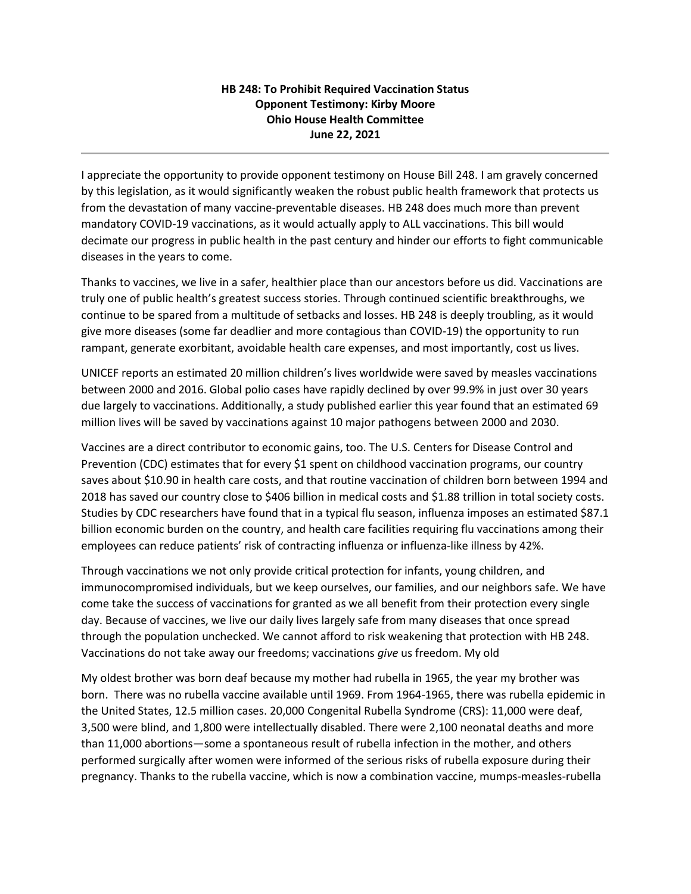**HB 248: To Prohibit Required Vaccination Status**
**Opponent Testimony: Kirby Moore**
**Ohio House Health Committee**
**June 22, 2021**

---

I appreciate the opportunity to provide opponent testimony on House Bill 248. I am gravely concerned by this legislation, as it would significantly weaken the robust public health framework that protects us from the devastation of many vaccine-preventable diseases. HB 248 does much more than prevent mandatory COVID-19 vaccinations, as it would actually apply to ALL vaccinations. This bill would decimate our progress in public health in the past century and hinder our efforts to fight communicable diseases in the years to come.

Thanks to vaccines, we live in a safer, healthier place than our ancestors before us did. Vaccinations are truly one of public health's greatest success stories. Through continued scientific breakthroughs, we continue to be spared from a multitude of setbacks and losses. HB 248 is deeply troubling, as it would give more diseases (some far deadlier and more contagious than COVID-19) the opportunity to run rampant, generate exorbitant, avoidable health care expenses, and most importantly, cost us lives.

UNICEF reports an estimated 20 million children's lives worldwide were saved by measles vaccinations between 2000 and 2016. Global polio cases have rapidly declined by over 99.9% in just over 30 years due largely to vaccinations. Additionally, a study published earlier this year found that an estimated 69 million lives will be saved by vaccinations against 10 major pathogens between 2000 and 2030.

Vaccines are a direct contributor to economic gains, too. The U.S. Centers for Disease Control and Prevention (CDC) estimates that for every $1 spent on childhood vaccination programs, our country saves about $10.90 in health care costs, and that routine vaccination of children born between 1994 and 2018 has saved our country close to $406 billion in medical costs and $1.88 trillion in total society costs. Studies by CDC researchers have found that in a typical flu season, influenza imposes an estimated $87.1 billion economic burden on the country, and health care facilities requiring flu vaccinations among their employees can reduce patients' risk of contracting influenza or influenza-like illness by 42%.

Through vaccinations we not only provide critical protection for infants, young children, and immunocompromised individuals, but we keep ourselves, our families, and our neighbors safe. We have come take the success of vaccinations for granted as we all benefit from their protection every single day. Because of vaccines, we live our daily lives largely safe from many diseases that once spread through the population unchecked. We cannot afford to risk weakening that protection with HB 248. Vaccinations do not take away our freedoms; vaccinations *give* us freedom. My old

My oldest brother was born deaf because my mother had rubella in 1965, the year my brother was born. There was no rubella vaccine available until 1969. From 1964-1965, there was rubella epidemic in the United States, 12.5 million cases. 20,000 Congenital Rubella Syndrome (CRS): 11,000 were deaf, 3,500 were blind, and 1,800 were intellectually disabled. There were 2,100 neonatal deaths and more than 11,000 abortions—some a spontaneous result of rubella infection in the mother, and others performed surgically after women were informed of the serious risks of rubella exposure during their pregnancy. Thanks to the rubella vaccine, which is now a combination vaccine, mumps-measles-rubella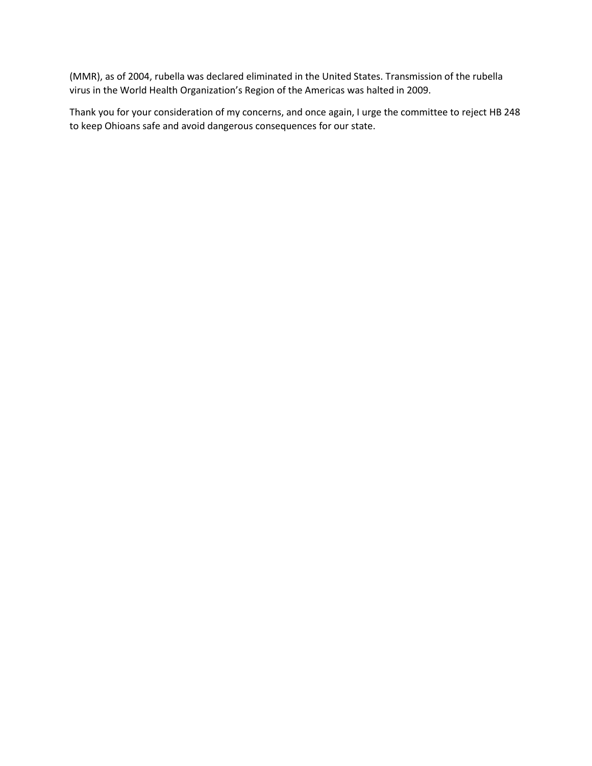(MMR), as of 2004, rubella was declared eliminated in the United States. Transmission of the rubella virus in the World Health Organization's Region of the Americas was halted in 2009.

Thank you for your consideration of my concerns, and once again, I urge the committee to reject HB 248 to keep Ohioans safe and avoid dangerous consequences for our state.